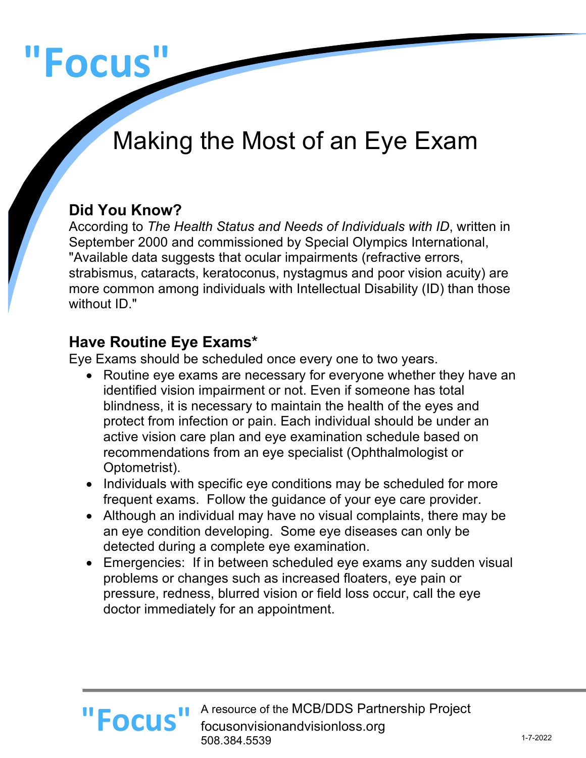# "Focus"

## Making the Most of an Eye Exam

### Did You Know?

According to *The Health Status and Needs of Individuals with ID*, written in September 2000 and commissioned by Special Olympics International, "Available data suggests that ocular impairments (refractive errors, strabismus, cataracts, keratoconus, nystagmus and poor vision acuity) are more common among individuals with Intellectual Disability (ID) than those without ID."

### Have Routine Eye Exams*

Eye Exams should be scheduled once every one to two years.

- Routine eye exams are necessary for everyone whether they have an identified vision impairment or not. Even if someone has total blindness, it is necessary to maintain the health of the eyes and protect from infection or pain. Each individual should be under an active vision care plan and eye examination schedule based on recommendations from an eye specialist (Ophthalmologist or Optometrist).
- Individuals with specific eye conditions may be scheduled for more frequent exams. Follow the guidance of your eye care provider.
- Although an individual may have no visual complaints, there may be an eye condition developing. Some eye diseases can only be detected during a complete eye examination.
- Emergencies: If in between scheduled eye exams any sudden visual problems or changes such as increased floaters, eye pain or pressure, redness, blurred vision or field loss occur, call the eye doctor immediately for an appointment.

"Focus" A resource of the MCB/DDS Partnership Project
focusonvisionandvisionloss.org
508.384.5539

1-7-2022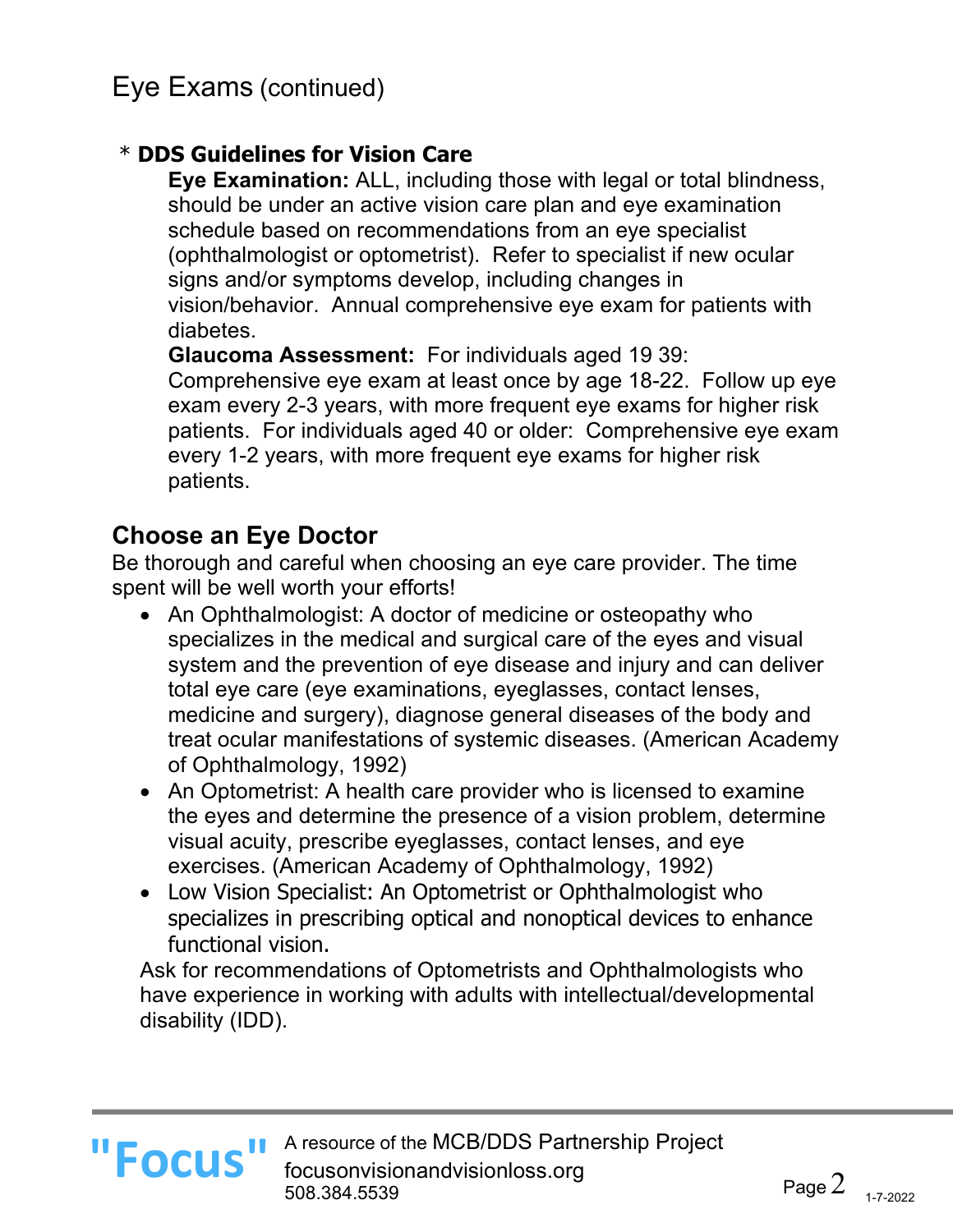# Eye Exams (continued)

\* **DDS Guidelines for Vision Care**

**Eye Examination:** ALL, including those with legal or total blindness, should be under an active vision care plan and eye examination schedule based on recommendations from an eye specialist (ophthalmologist or optometrist). Refer to specialist if new ocular signs and/or symptoms develop, including changes in vision/behavior. Annual comprehensive eye exam for patients with diabetes.

**Glaucoma Assessment:** For individuals aged 19 39: Comprehensive eye exam at least once by age 18-22. Follow up eye exam every 2-3 years, with more frequent eye exams for higher risk patients. For individuals aged 40 or older: Comprehensive eye exam every 1-2 years, with more frequent eye exams for higher risk patients.

## Choose an Eye Doctor

Be thorough and careful when choosing an eye care provider. The time spent will be well worth your efforts!

- An Ophthalmologist: A doctor of medicine or osteopathy who specializes in the medical and surgical care of the eyes and visual system and the prevention of eye disease and injury and can deliver total eye care (eye examinations, eyeglasses, contact lenses, medicine and surgery), diagnose general diseases of the body and treat ocular manifestations of systemic diseases. (American Academy of Ophthalmology, 1992)
- An Optometrist: A health care provider who is licensed to examine the eyes and determine the presence of a vision problem, determine visual acuity, prescribe eyeglasses, contact lenses, and eye exercises. (American Academy of Ophthalmology, 1992)
- Low Vision Specialist: An Optometrist or Ophthalmologist who specializes in prescribing optical and nonoptical devices to enhance functional vision.

Ask for recommendations of Optometrists and Ophthalmologists who have experience in working with adults with intellectual/developmental disability (IDD).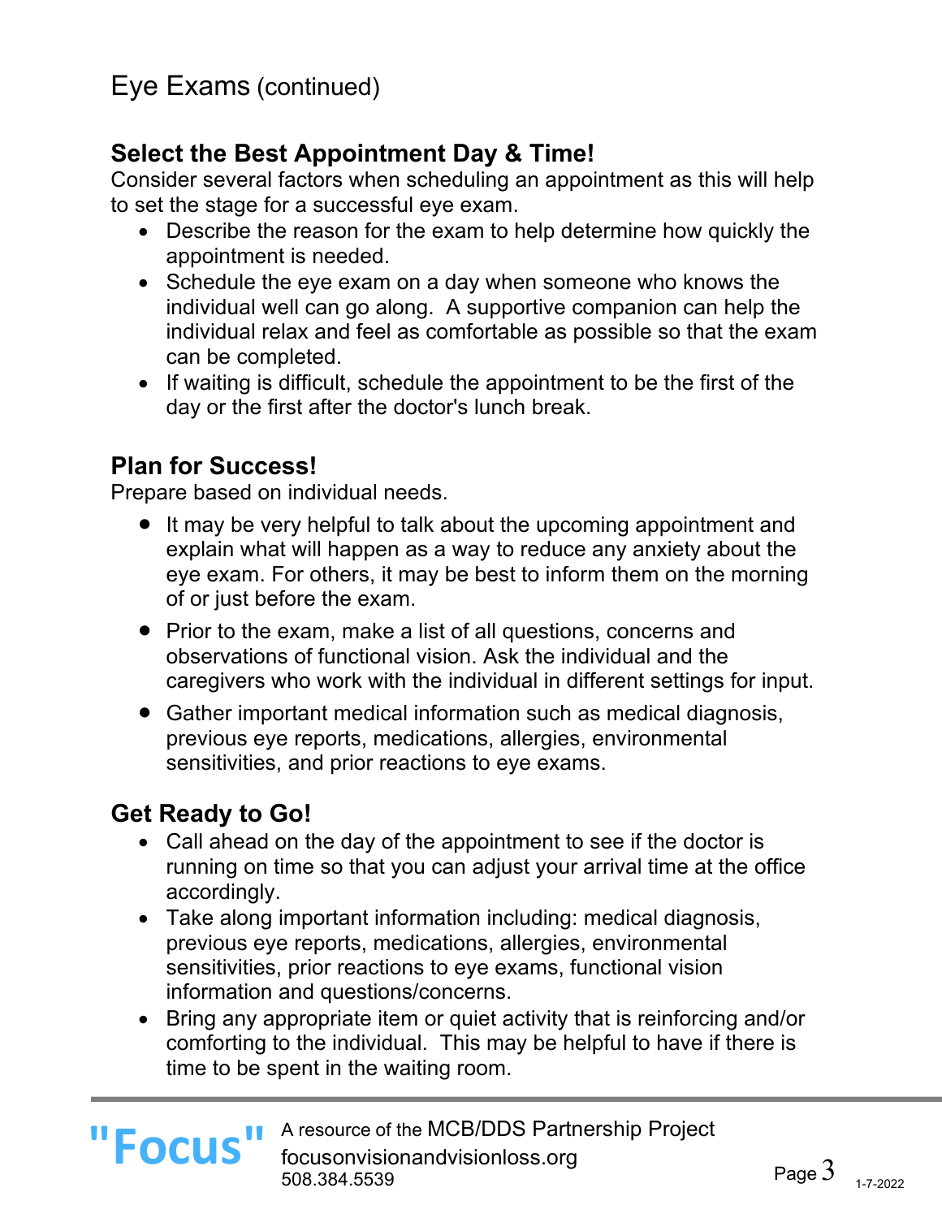# Eye Exams (continued)

## Select the Best Appointment Day & Time!

Consider several factors when scheduling an appointment as this will help to set the stage for a successful eye exam.

- Describe the reason for the exam to help determine how quickly the appointment is needed.
- Schedule the eye exam on a day when someone who knows the individual well can go along. A supportive companion can help the individual relax and feel as comfortable as possible so that the exam can be completed.
- If waiting is difficult, schedule the appointment to be the first of the day or the first after the doctor's lunch break.

## Plan for Success!

Prepare based on individual needs.

- It may be very helpful to talk about the upcoming appointment and explain what will happen as a way to reduce any anxiety about the eye exam. For others, it may be best to inform them on the morning of or just before the exam.
- Prior to the exam, make a list of all questions, concerns and observations of functional vision. Ask the individual and the caregivers who work with the individual in different settings for input.
- Gather important medical information such as medical diagnosis, previous eye reports, medications, allergies, environmental sensitivities, and prior reactions to eye exams.

## Get Ready to Go!

- Call ahead on the day of the appointment to see if the doctor is running on time so that you can adjust your arrival time at the office accordingly.
- Take along important information including: medical diagnosis, previous eye reports, medications, allergies, environmental sensitivities, prior reactions to eye exams, functional vision information and questions/concerns.
- Bring any appropriate item or quiet activity that is reinforcing and/or comforting to the individual. This may be helpful to have if there is time to be spent in the waiting room.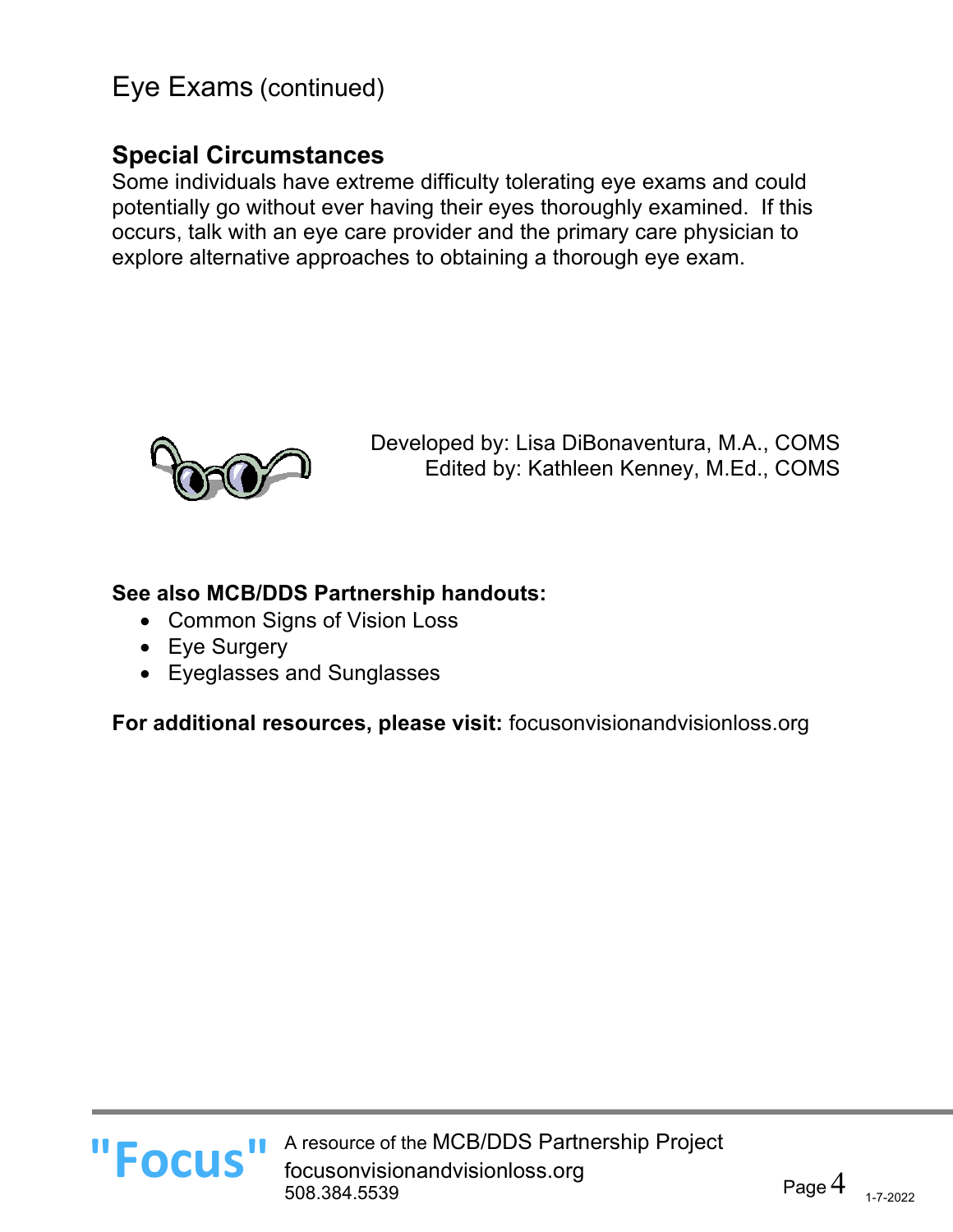# Eye Exams (continued)

## Special Circumstances

Some individuals have extreme difficulty tolerating eye exams and could potentially go without ever having their eyes thoroughly examined. If this occurs, talk with an eye care provider and the primary care physician to explore alternative approaches to obtaining a thorough eye exam.

Developed by: Lisa DiBonaventura, M.A., COMS
Edited by: Kathleen Kenney, M.Ed., COMS

**See also MCB/DDS Partnership handouts:**

- Common Signs of Vision Loss
- Eye Surgery
- Eyeglasses and Sunglasses

**For additional resources, please visit:** focusonvisionandvisionloss.org